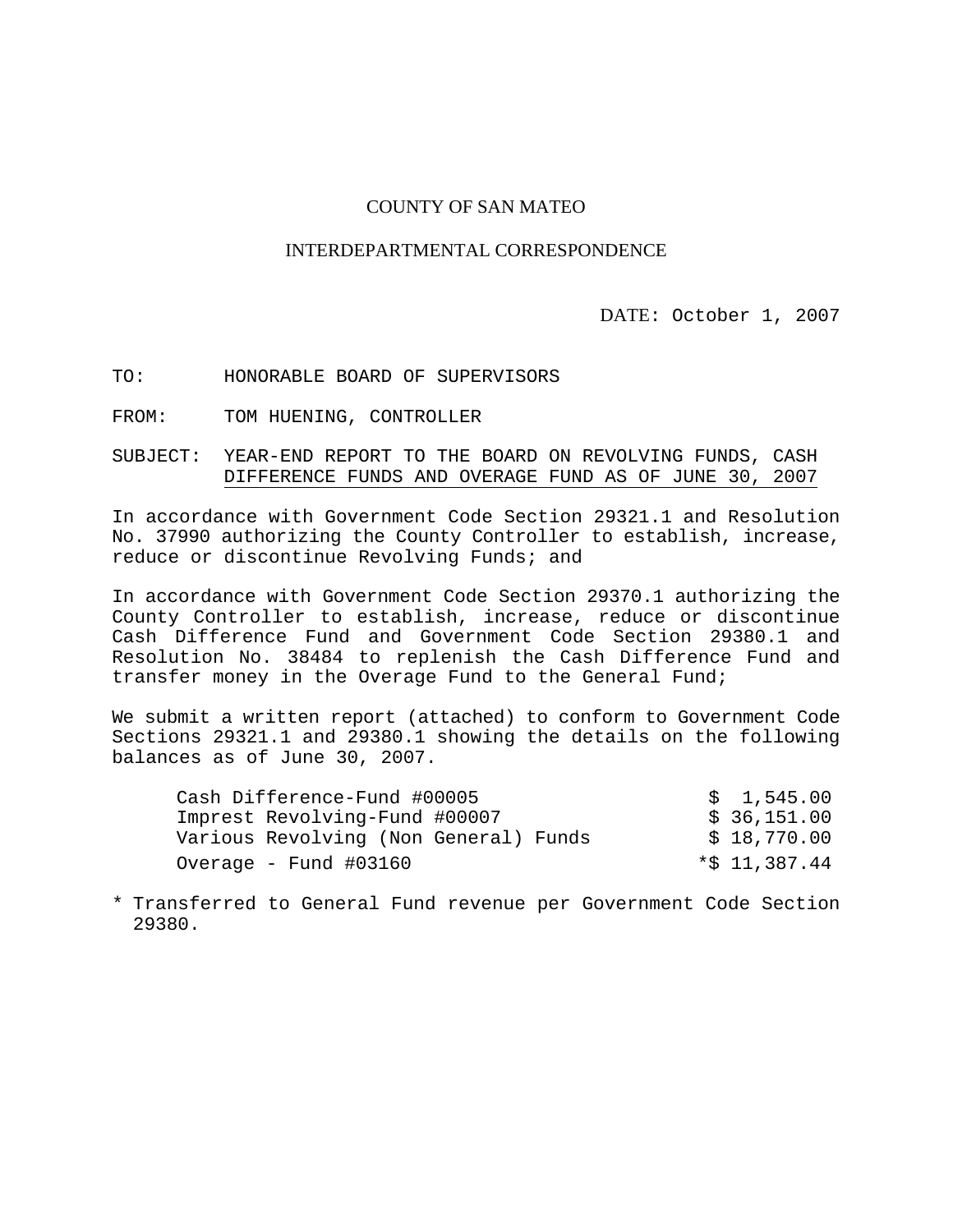COUNTY OF SAN MATEO

INTERDEPARTMENTAL CORRESPONDENCE

DATE: October 1, 2007

TO: HONORABLE BOARD OF SUPERVISORS

FROM: TOM HUENING, CONTROLLER

SUBJECT: YEAR-END REPORT TO THE BOARD ON REVOLVING FUNDS, CASH DIFFERENCE FUNDS AND OVERAGE FUND AS OF JUNE 30, 2007

In accordance with Government Code Section 29321.1 and Resolution No. 37990 authorizing the County Controller to establish, increase, reduce or discontinue Revolving Funds; and

In accordance with Government Code Section 29370.1 authorizing the County Controller to establish, increase, reduce or discontinue Cash Difference Fund and Government Code Section 29380.1 and Resolution No. 38484 to replenish the Cash Difference Fund and transfer money in the Overage Fund to the General Fund;

We submit a written report (attached) to conform to Government Code Sections 29321.1 and 29380.1 showing the details on the following balances as of June 30, 2007.

| | |
|---|---|
| Cash Difference-Fund #00005 | $ 1,545.00 |
| Imprest Revolving-Fund #00007 | $ 36,151.00 |
| Various Revolving (Non General) Funds | $ 18,770.00 |
| Overage - Fund #03160 | *$ 11,387.44 |

* Transferred to General Fund revenue per Government Code Section 29380.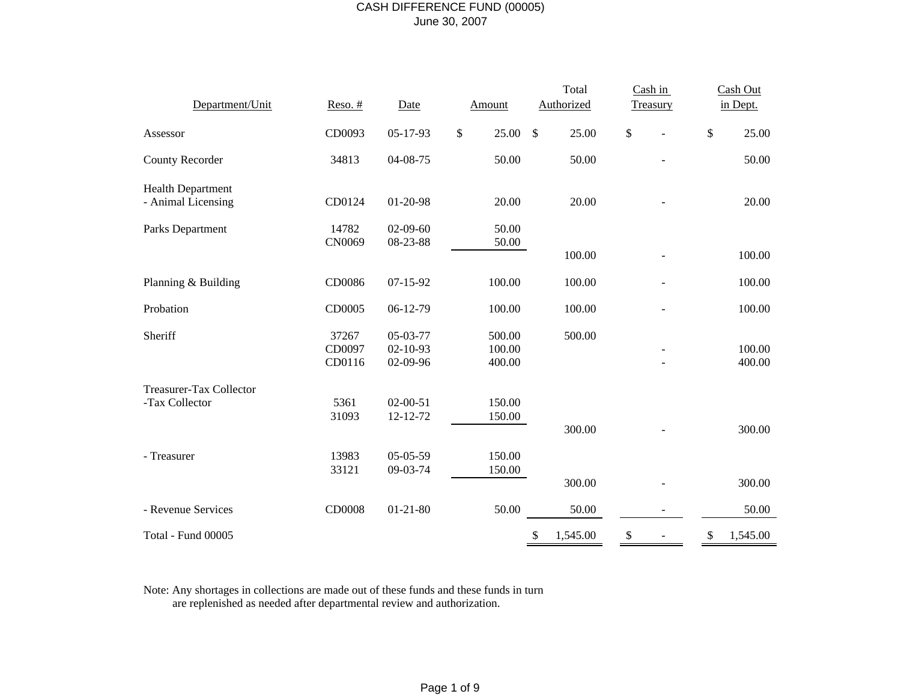# CASH DIFFERENCE FUND (00005)

June 30, 2007

| Department/Unit | Reso. # | Date | Amount | Total Authorized | Cash in Treasury | Cash Out in Dept. |
|---|---|---|---|---|---|---|
| Assessor | CD0093 | 05-17-93 | $ 25.00 | $ 25.00 | $ - | $ 25.00 |
| County Recorder | 34813 | 04-08-75 | 50.00 | 50.00 | - | 50.00 |
| Health Department - Animal Licensing | CD0124 | 01-20-98 | 20.00 | 20.00 | - | 20.00 |
| Parks Department | 14782 | 02-09-60 | 50.00 | | | |
| | CN0069 | 08-23-88 | 50.00 | | | |
| | | | | 100.00 | - | 100.00 |
| Planning & Building | CD0086 | 07-15-92 | 100.00 | 100.00 | - | 100.00 |
| Probation | CD0005 | 06-12-79 | 100.00 | 100.00 | - | 100.00 |
| Sheriff | 37267 | 05-03-77 | 500.00 | 500.00 | | |
| | CD0097 | 02-10-93 | 100.00 | | - | 100.00 |
| | CD0116 | 02-09-96 | 400.00 | | - | 400.00 |
| Treasurer-Tax Collector -Tax Collector | 5361 | 02-00-51 | 150.00 | | | |
| | 31093 | 12-12-72 | 150.00 | | | |
| | | | | 300.00 | - | 300.00 |
| - Treasurer | 13983 | 05-05-59 | 150.00 | | | |
| | 33121 | 09-03-74 | 150.00 | | | |
| | | | | 300.00 | - | 300.00 |
| - Revenue Services | CD0008 | 01-21-80 | 50.00 | 50.00 | - | 50.00 |
| Total - Fund 00005 | | | | $ 1,545.00 | $ - | $ 1,545.00 |

Note: Any shortages in collections are made out of these funds and these funds in turn are replenished as needed after departmental review and authorization.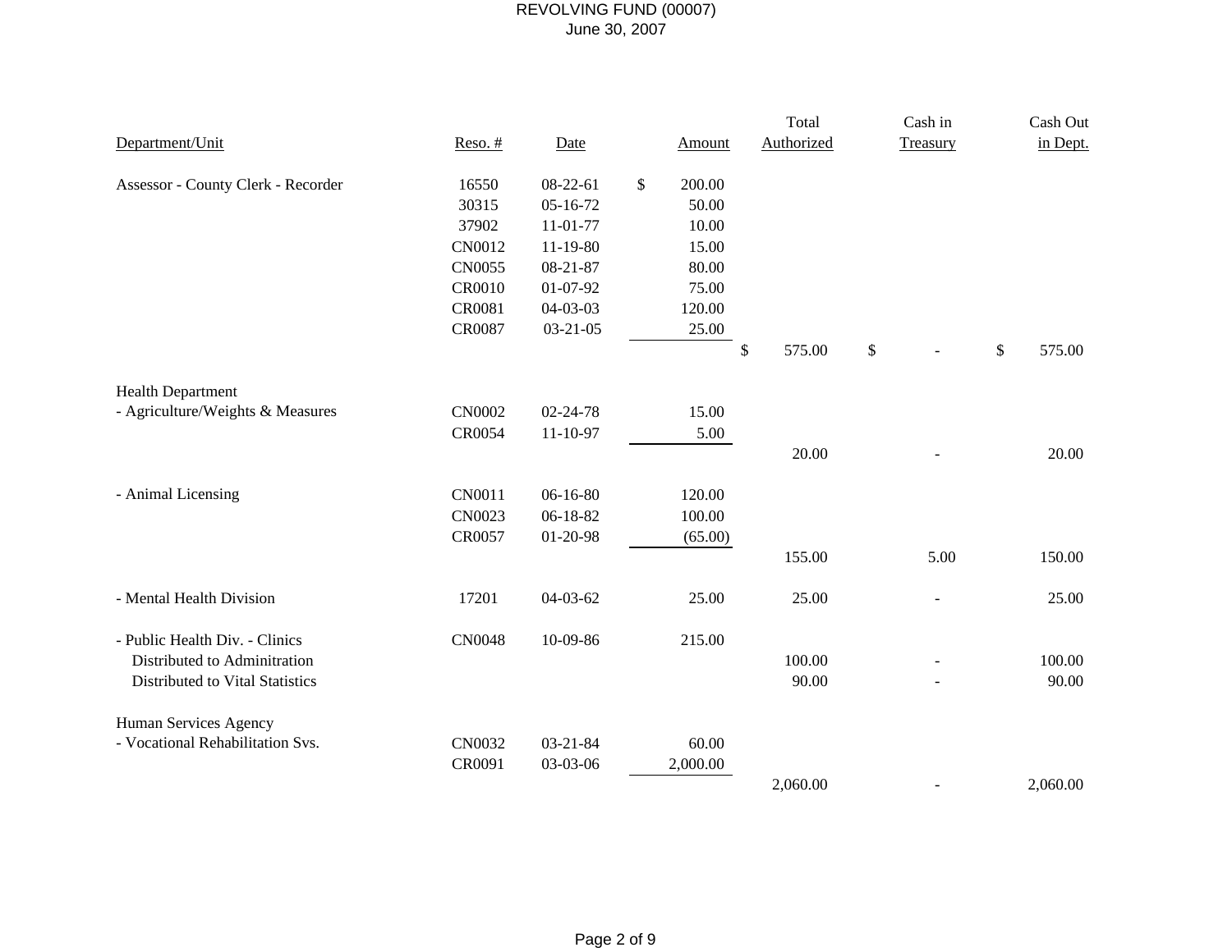# REVOLVING FUND (00007)

June 30, 2007

| Department/Unit | Reso. # | Date | Amount | Total Authorized | Cash in Treasury | Cash Out in Dept. |
|---|---|---|---|---|---|---|
| Assessor - County Clerk - Recorder | 16550 | 08-22-61 | $ 200.00 | | | |
| | 30315 | 05-16-72 | 50.00 | | | |
| | 37902 | 11-01-77 | 10.00 | | | |
| | CN0012 | 11-19-80 | 15.00 | | | |
| | CN0055 | 08-21-87 | 80.00 | | | |
| | CR0010 | 01-07-92 | 75.00 | | | |
| | CR0081 | 04-03-03 | 120.00 | | | |
| | CR0087 | 03-21-05 | 25.00 | | | |
| | | | | $ 575.00 | $ - | $ 575.00 |
| Health Department | | | | | | |
| - Agriculture/Weights & Measures | CN0002 | 02-24-78 | 15.00 | | | |
| | CR0054 | 11-10-97 | 5.00 | | | |
| | | | | 20.00 | - | 20.00 |
| - Animal Licensing | CN0011 | 06-16-80 | 120.00 | | | |
| | CN0023 | 06-18-82 | 100.00 | | | |
| | CR0057 | 01-20-98 | (65.00) | | | |
| | | | | 155.00 | 5.00 | 150.00 |
| - Mental Health Division | 17201 | 04-03-62 | 25.00 | 25.00 | - | 25.00 |
| - Public Health Div. - Clinics | CN0048 | 10-09-86 | 215.00 | | | |
| Distributed to Adminitration | | | | 100.00 | - | 100.00 |
| Distributed to Vital Statistics | | | | 90.00 | - | 90.00 |
| Human Services Agency | | | | | | |
| - Vocational Rehabilitation Svs. | CN0032 | 03-21-84 | 60.00 | | | |
| | CR0091 | 03-03-06 | 2,000.00 | | | |
| | | | | 2,060.00 | - | 2,060.00 |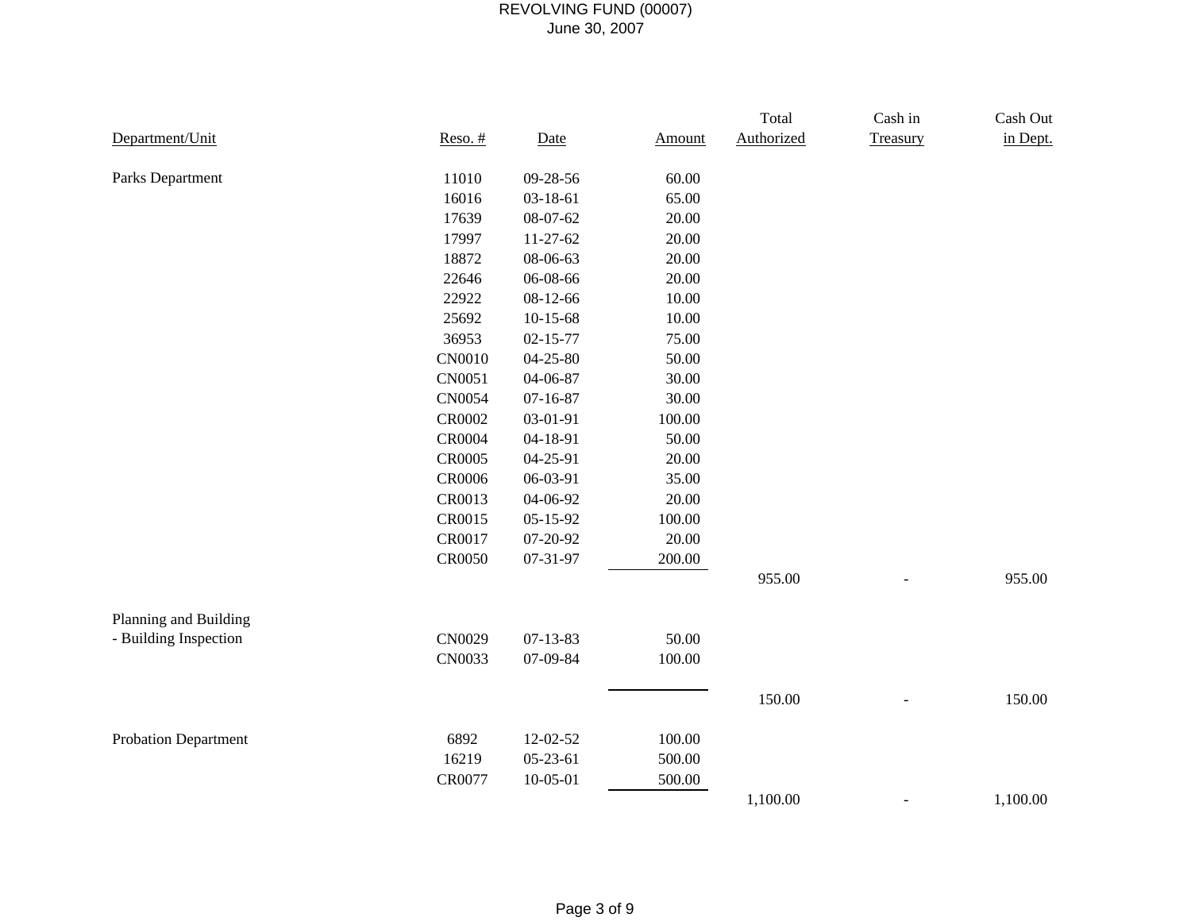# REVOLVING FUND (00007)

June 30, 2007

| Department/Unit | Reso. # | Date | Amount | Total Authorized | Cash in Treasury | Cash Out in Dept. |
|---|---|---|---|---|---|---|
| Parks Department | 11010 | 09-28-56 | 60.00 | | | |
| | 16016 | 03-18-61 | 65.00 | | | |
| | 17639 | 08-07-62 | 20.00 | | | |
| | 17997 | 11-27-62 | 20.00 | | | |
| | 18872 | 08-06-63 | 20.00 | | | |
| | 22646 | 06-08-66 | 20.00 | | | |
| | 22922 | 08-12-66 | 10.00 | | | |
| | 25692 | 10-15-68 | 10.00 | | | |
| | 36953 | 02-15-77 | 75.00 | | | |
| | CN0010 | 04-25-80 | 50.00 | | | |
| | CN0051 | 04-06-87 | 30.00 | | | |
| | CN0054 | 07-16-87 | 30.00 | | | |
| | CR0002 | 03-01-91 | 100.00 | | | |
| | CR0004 | 04-18-91 | 50.00 | | | |
| | CR0005 | 04-25-91 | 20.00 | | | |
| | CR0006 | 06-03-91 | 35.00 | | | |
| | CR0013 | 04-06-92 | 20.00 | | | |
| | CR0015 | 05-15-92 | 100.00 | | | |
| | CR0017 | 07-20-92 | 20.00 | | | |
| | CR0050 | 07-31-97 | 200.00 | | | |
| | | | | 955.00 | - | 955.00 |
| Planning and Building - Building Inspection | CN0029 | 07-13-83 | 50.00 | | | |
| | CN0033 | 07-09-84 | 100.00 | | | |
| | | | | 150.00 | - | 150.00 |
| Probation Department | 6892 | 12-02-52 | 100.00 | | | |
| | 16219 | 05-23-61 | 500.00 | | | |
| | CR0077 | 10-05-01 | 500.00 | | | |
| | | | | 1,100.00 | - | 1,100.00 |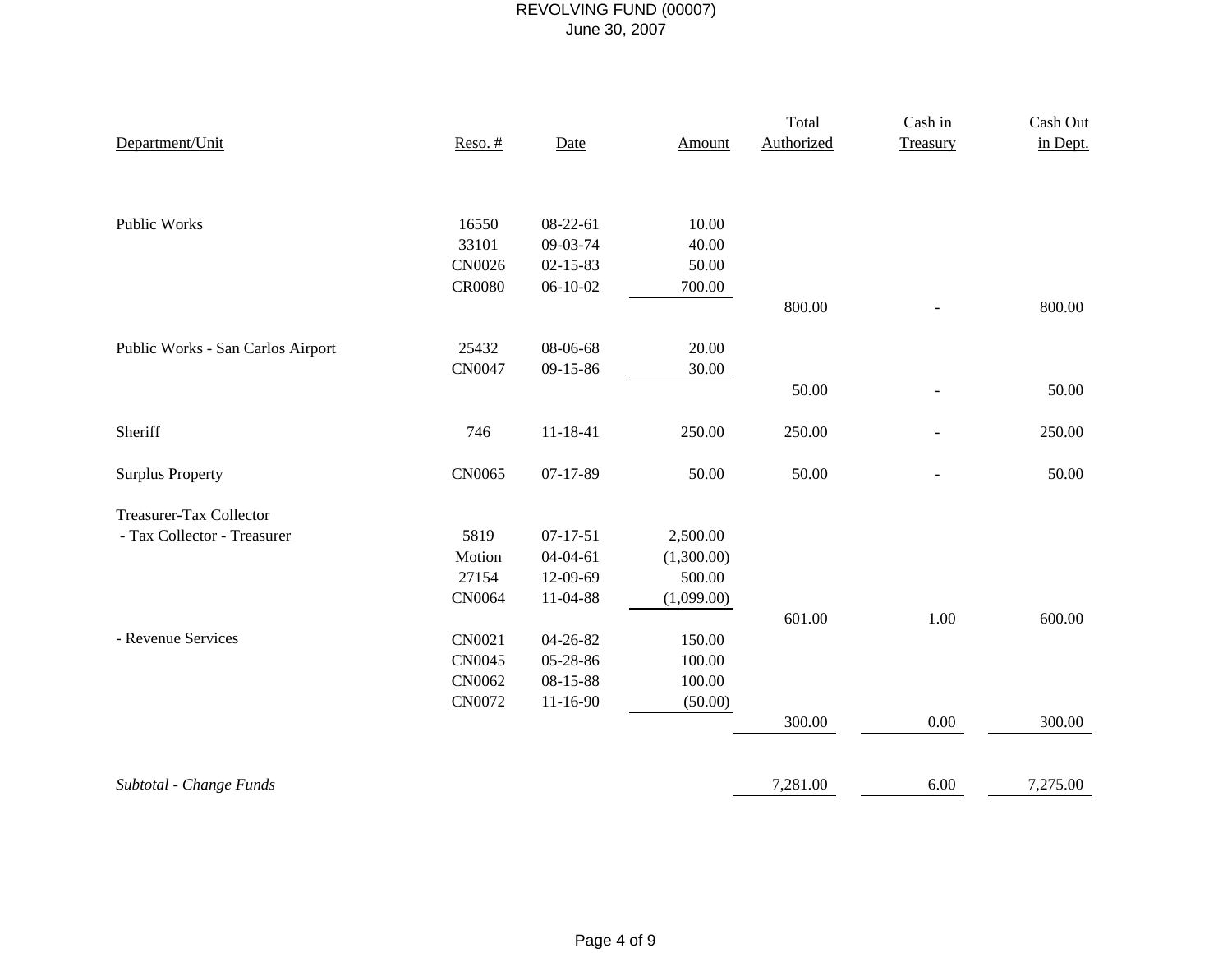REVOLVING FUND (00007)
June 30, 2007

| Department/Unit | Reso. # | Date | Amount | Total Authorized | Cash in Treasury | Cash Out in Dept. |
|---|---|---|---|---|---|---|
| Public Works | 16550 | 08-22-61 | 10.00 | | | |
| | 33101 | 09-03-74 | 40.00 | | | |
| | CN0026 | 02-15-83 | 50.00 | | | |
| | CR0080 | 06-10-02 | 700.00 | | | |
| | | | | 800.00 | - | 800.00 |
| Public Works - San Carlos Airport | 25432 | 08-06-68 | 20.00 | | | |
| | CN0047 | 09-15-86 | 30.00 | | | |
| | | | | 50.00 | - | 50.00 |
| Sheriff | 746 | 11-18-41 | 250.00 | 250.00 | - | 250.00 |
| Surplus Property | CN0065 | 07-17-89 | 50.00 | 50.00 | - | 50.00 |
| Treasurer-Tax Collector | | | | | | |
| - Tax Collector - Treasurer | 5819 | 07-17-51 | 2,500.00 | | | |
| | Motion | 04-04-61 | (1,300.00) | | | |
| | 27154 | 12-09-69 | 500.00 | | | |
| | CN0064 | 11-04-88 | (1,099.00) | | | |
| | | | | 601.00 | 1.00 | 600.00 |
| - Revenue Services | CN0021 | 04-26-82 | 150.00 | | | |
| | CN0045 | 05-28-86 | 100.00 | | | |
| | CN0062 | 08-15-88 | 100.00 | | | |
| | CN0072 | 11-16-90 | (50.00) | | | |
| | | | | 300.00 | 0.00 | 300.00 |
| *Subtotal - Change Funds* | | | | 7,281.00 | 6.00 | 7,275.00 |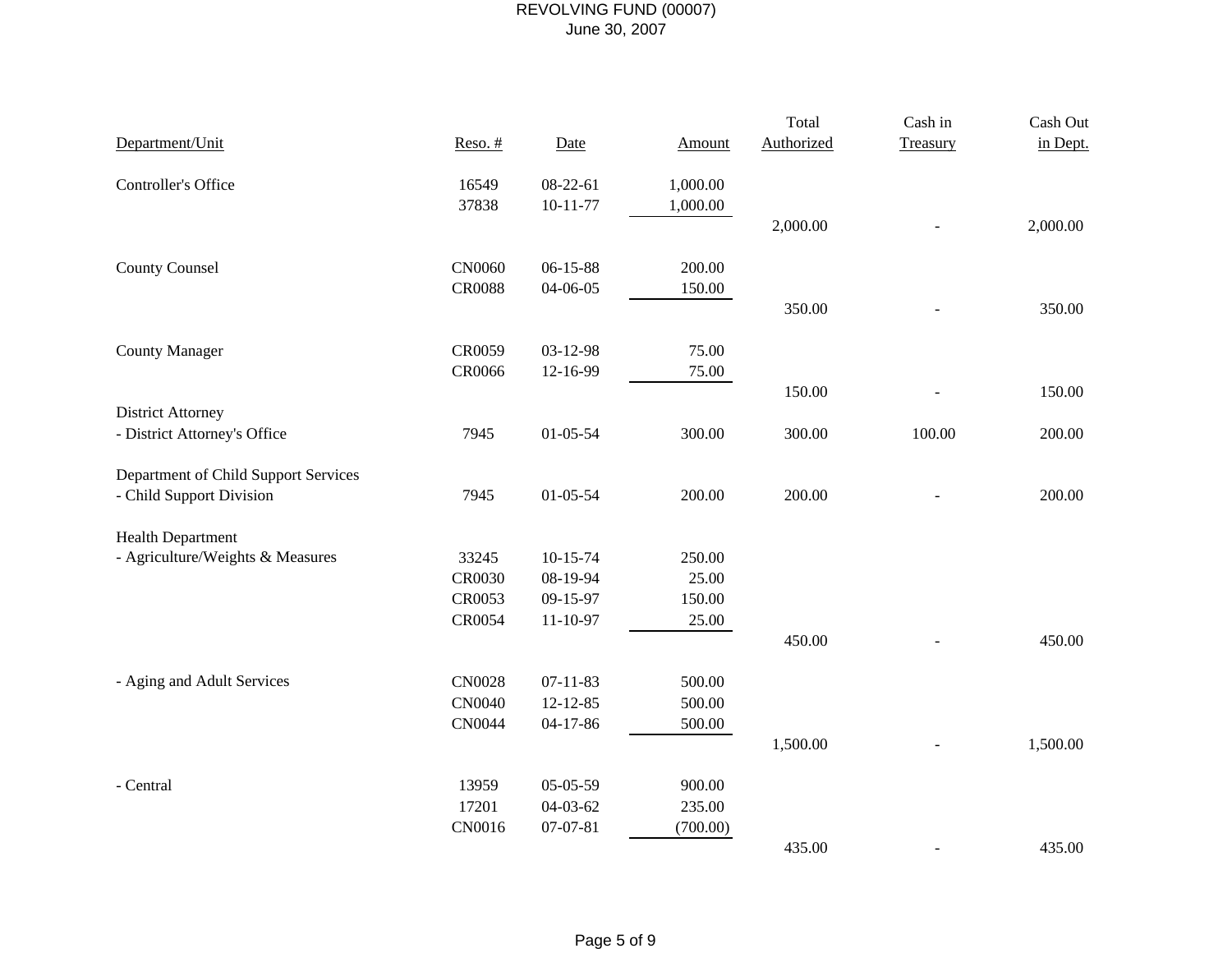# REVOLVING FUND (00007)

June 30, 2007

| Department/Unit | Reso. # | Date | Amount | Total Authorized | Cash in Treasury | Cash Out in Dept. |
|---|---|---|---|---|---|---|
| Controller's Office | 16549 | 08-22-61 | 1,000.00 | | | |
| | 37838 | 10-11-77 | 1,000.00 | | | |
| | | | | 2,000.00 | - | 2,000.00 |
| County Counsel | CN0060 | 06-15-88 | 200.00 | | | |
| | CR0088 | 04-06-05 | 150.00 | | | |
| | | | | 350.00 | - | 350.00 |
| County Manager | CR0059 | 03-12-98 | 75.00 | | | |
| | CR0066 | 12-16-99 | 75.00 | | | |
| | | | | 150.00 | - | 150.00 |
| District Attorney | | | | | | |
| - District Attorney's Office | 7945 | 01-05-54 | 300.00 | 300.00 | 100.00 | 200.00 |
| Department of Child Support Services | | | | | | |
| - Child Support Division | 7945 | 01-05-54 | 200.00 | 200.00 | - | 200.00 |
| Health Department | | | | | | |
| - Agriculture/Weights & Measures | 33245 | 10-15-74 | 250.00 | | | |
| | CR0030 | 08-19-94 | 25.00 | | | |
| | CR0053 | 09-15-97 | 150.00 | | | |
| | CR0054 | 11-10-97 | 25.00 | | | |
| | | | | 450.00 | - | 450.00 |
| - Aging and Adult Services | CN0028 | 07-11-83 | 500.00 | | | |
| | CN0040 | 12-12-85 | 500.00 | | | |
| | CN0044 | 04-17-86 | 500.00 | | | |
| | | | | 1,500.00 | - | 1,500.00 |
| - Central | 13959 | 05-05-59 | 900.00 | | | |
| | 17201 | 04-03-62 | 235.00 | | | |
| | CN0016 | 07-07-81 | (700.00) | | | |
| | | | | 435.00 | - | 435.00 |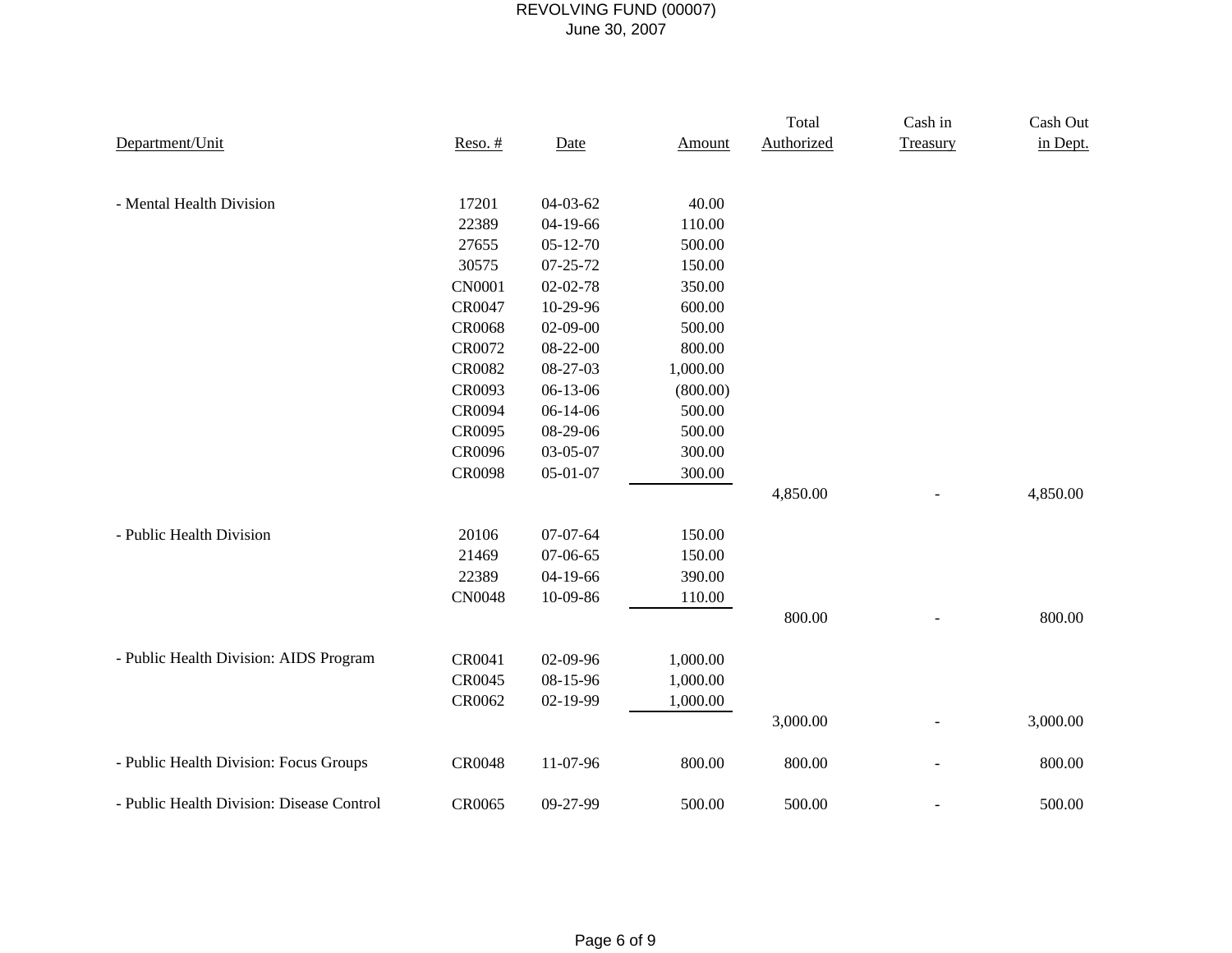# REVOLVING FUND (00007)

June 30, 2007

| Department/Unit | Reso. # | Date | Amount | Total Authorized | Cash in Treasury | Cash Out in Dept. |
|---|---|---|---|---|---|---|
| - Mental Health Division | 17201 | 04-03-62 | 40.00 | | | |
| | 22389 | 04-19-66 | 110.00 | | | |
| | 27655 | 05-12-70 | 500.00 | | | |
| | 30575 | 07-25-72 | 150.00 | | | |
| | CN0001 | 02-02-78 | 350.00 | | | |
| | CR0047 | 10-29-96 | 600.00 | | | |
| | CR0068 | 02-09-00 | 500.00 | | | |
| | CR0072 | 08-22-00 | 800.00 | | | |
| | CR0082 | 08-27-03 | 1,000.00 | | | |
| | CR0093 | 06-13-06 | (800.00) | | | |
| | CR0094 | 06-14-06 | 500.00 | | | |
| | CR0095 | 08-29-06 | 500.00 | | | |
| | CR0096 | 03-05-07 | 300.00 | | | |
| | CR0098 | 05-01-07 | 300.00 | | | |
| | | | | 4,850.00 | - | 4,850.00 |
| - Public Health Division | 20106 | 07-07-64 | 150.00 | | | |
| | 21469 | 07-06-65 | 150.00 | | | |
| | 22389 | 04-19-66 | 390.00 | | | |
| | CN0048 | 10-09-86 | 110.00 | | | |
| | | | | 800.00 | - | 800.00 |
| - Public Health Division: AIDS Program | CR0041 | 02-09-96 | 1,000.00 | | | |
| | CR0045 | 08-15-96 | 1,000.00 | | | |
| | CR0062 | 02-19-99 | 1,000.00 | | | |
| | | | | 3,000.00 | - | 3,000.00 |
| - Public Health Division: Focus Groups | CR0048 | 11-07-96 | 800.00 | 800.00 | - | 800.00 |
| - Public Health Division: Disease Control | CR0065 | 09-27-99 | 500.00 | 500.00 | - | 500.00 |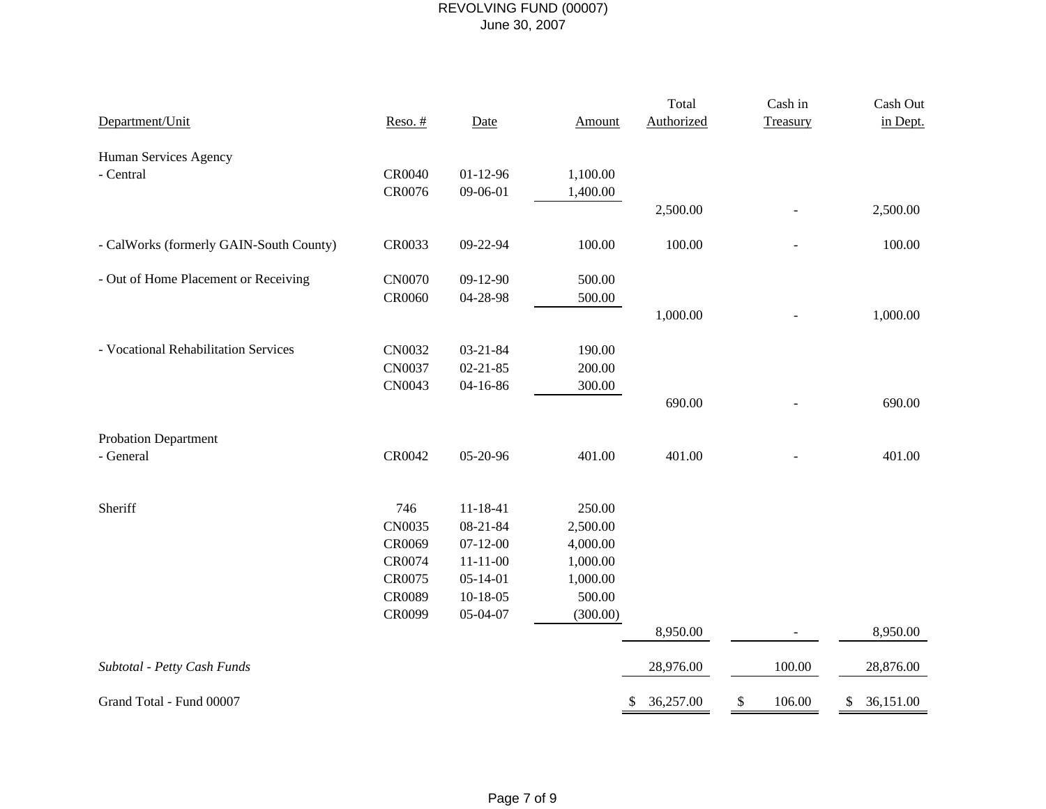# REVOLVING FUND (00007)

June 30, 2007

| Department/Unit | Reso. # | Date | Amount | Total Authorized | Cash in Treasury | Cash Out in Dept. |
|---|---|---|---|---|---|---|
| Human Services Agency | | | | | | |
| - Central | CR0040 | 01-12-96 | 1,100.00 | | | |
| | CR0076 | 09-06-01 | 1,400.00 | | | |
| | | | | 2,500.00 | - | 2,500.00 |
| - CalWorks (formerly GAIN-South County) | CR0033 | 09-22-94 | 100.00 | 100.00 | - | 100.00 |
| - Out of Home Placement or Receiving | CN0070 | 09-12-90 | 500.00 | | | |
| | CR0060 | 04-28-98 | 500.00 | | | |
| | | | | 1,000.00 | - | 1,000.00 |
| - Vocational Rehabilitation Services | CN0032 | 03-21-84 | 190.00 | | | |
| | CN0037 | 02-21-85 | 200.00 | | | |
| | CN0043 | 04-16-86 | 300.00 | | | |
| | | | | 690.00 | - | 690.00 |
| Probation Department | | | | | | |
| - General | CR0042 | 05-20-96 | 401.00 | 401.00 | - | 401.00 |
| Sheriff | 746 | 11-18-41 | 250.00 | | | |
| | CN0035 | 08-21-84 | 2,500.00 | | | |
| | CR0069 | 07-12-00 | 4,000.00 | | | |
| | CR0074 | 11-11-00 | 1,000.00 | | | |
| | CR0075 | 05-14-01 | 1,000.00 | | | |
| | CR0089 | 10-18-05 | 500.00 | | | |
| | CR0099 | 05-04-07 | (300.00) | | | |
| | | | | 8,950.00 | - | 8,950.00 |
| *Subtotal - Petty Cash Funds* | | | | 28,976.00 | 100.00 | 28,876.00 |
| Grand Total - Fund 00007 | | | | $ 36,257.00 | $ 106.00 | $ 36,151.00 |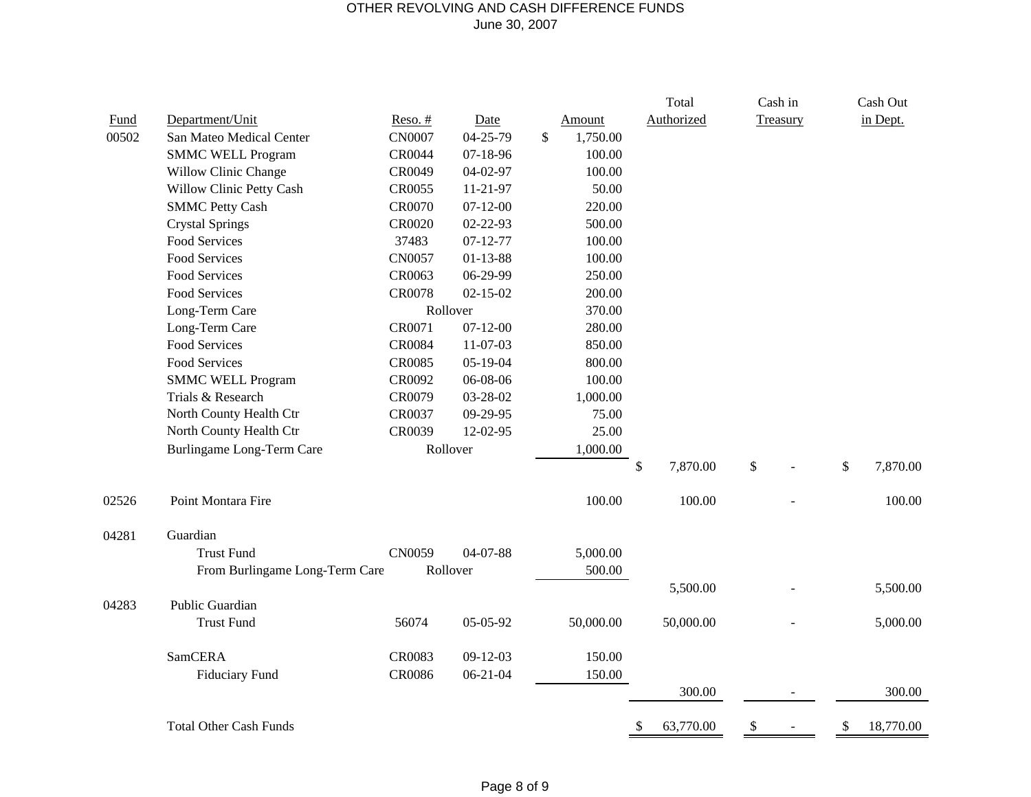# OTHER REVOLVING AND CASH DIFFERENCE FUNDS

June 30, 2007

| Fund | Department/Unit | Reso. # | Date | Amount | Total Authorized | Cash in Treasury | Cash Out in Dept. |
|---|---|---|---|---|---|---|---|
| 00502 | San Mateo Medical Center | CN0007 | 04-25-79 | $ 1,750.00 | | | |
| | SMMC WELL Program | CR0044 | 07-18-96 | 100.00 | | | |
| | Willow Clinic Change | CR0049 | 04-02-97 | 100.00 | | | |
| | Willow Clinic Petty Cash | CR0055 | 11-21-97 | 50.00 | | | |
| | SMMC Petty Cash | CR0070 | 07-12-00 | 220.00 | | | |
| | Crystal Springs | CR0020 | 02-22-93 | 500.00 | | | |
| | Food Services | 37483 | 07-12-77 | 100.00 | | | |
| | Food Services | CN0057 | 01-13-88 | 100.00 | | | |
| | Food Services | CR0063 | 06-29-99 | 250.00 | | | |
| | Food Services | CR0078 | 02-15-02 | 200.00 | | | |
| | Long-Term Care | Rollover | | 370.00 | | | |
| | Long-Term Care | CR0071 | 07-12-00 | 280.00 | | | |
| | Food Services | CR0084 | 11-07-03 | 850.00 | | | |
| | Food Services | CR0085 | 05-19-04 | 800.00 | | | |
| | SMMC WELL Program | CR0092 | 06-08-06 | 100.00 | | | |
| | Trials & Research | CR0079 | 03-28-02 | 1,000.00 | | | |
| | North County Health Ctr | CR0037 | 09-29-95 | 75.00 | | | |
| | North County Health Ctr | CR0039 | 12-02-95 | 25.00 | | | |
| | Burlingame Long-Term Care | Rollover | | 1,000.00 | | | |
| | | | | | $ 7,870.00 | $ - | $ 7,870.00 |
| 02526 | Point Montara Fire | | | 100.00 | 100.00 | - | 100.00 |
| 04281 | Guardian | | | | | | |
| | Trust Fund | CN0059 | 04-07-88 | 5,000.00 | | | |
| | From Burlingame Long-Term Care | Rollover | | 500.00 | | | |
| | | | | | 5,500.00 | - | 5,500.00 |
| 04283 | Public Guardian | | | | | | |
| | Trust Fund | 56074 | 05-05-92 | 50,000.00 | 50,000.00 | - | 5,000.00 |
| | SamCERA | CR0083 | 09-12-03 | 150.00 | | | |
| | Fiduciary Fund | CR0086 | 06-21-04 | 150.00 | | | |
| | | | | | 300.00 | - | 300.00 |
| | Total Other Cash Funds | | | | $ 63,770.00 | $ - | $ 18,770.00 |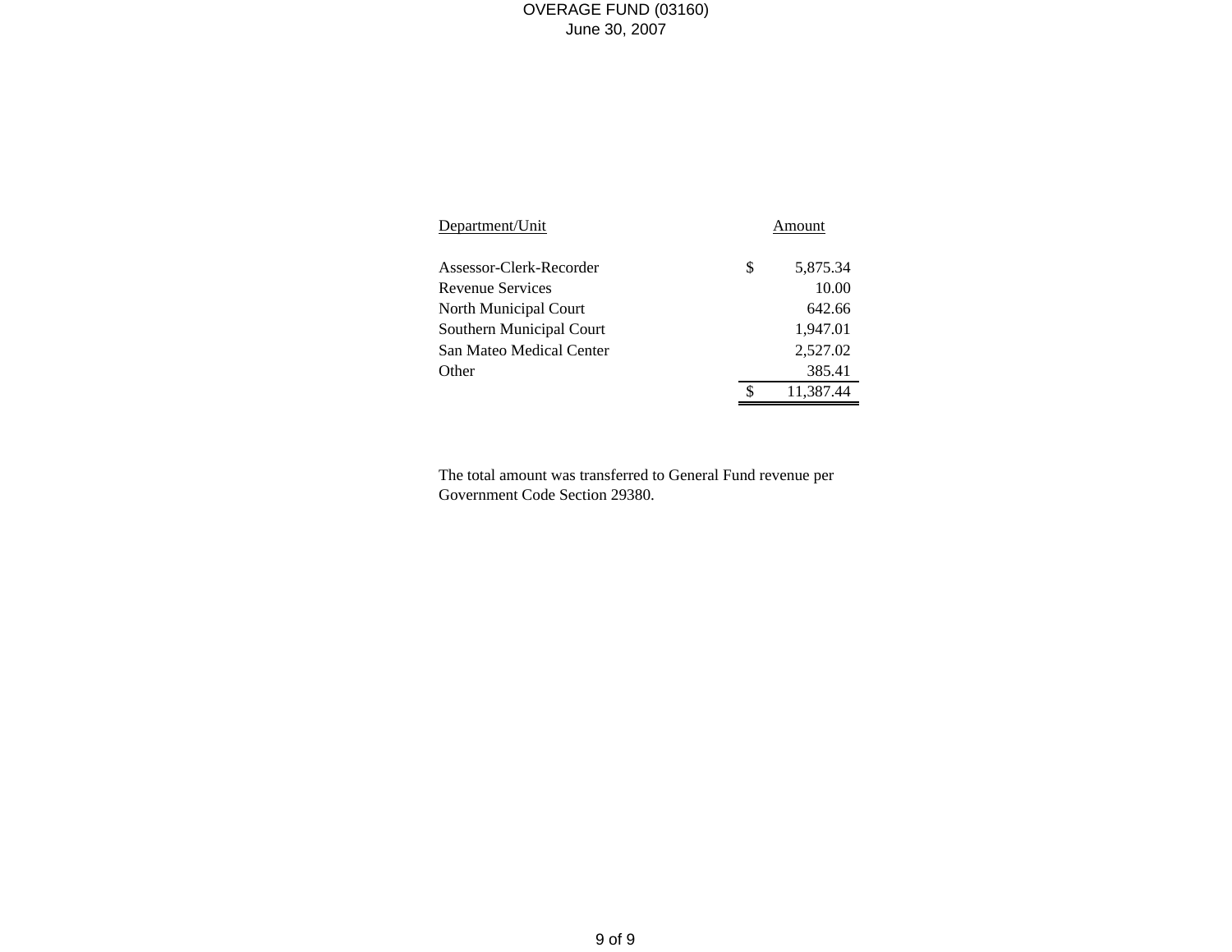# OVERAGE FUND (03160)

June 30, 2007

| Department/Unit | Amount |
|---|---|
| Assessor-Clerk-Recorder | $ 5,875.34 |
| Revenue Services | 10.00 |
| North Municipal Court | 642.66 |
| Southern Municipal Court | 1,947.01 |
| San Mateo Medical Center | 2,527.02 |
| Other | 385.41 |
| | $ 11,387.44 |

The total amount was transferred to General Fund revenue per Government Code Section 29380.